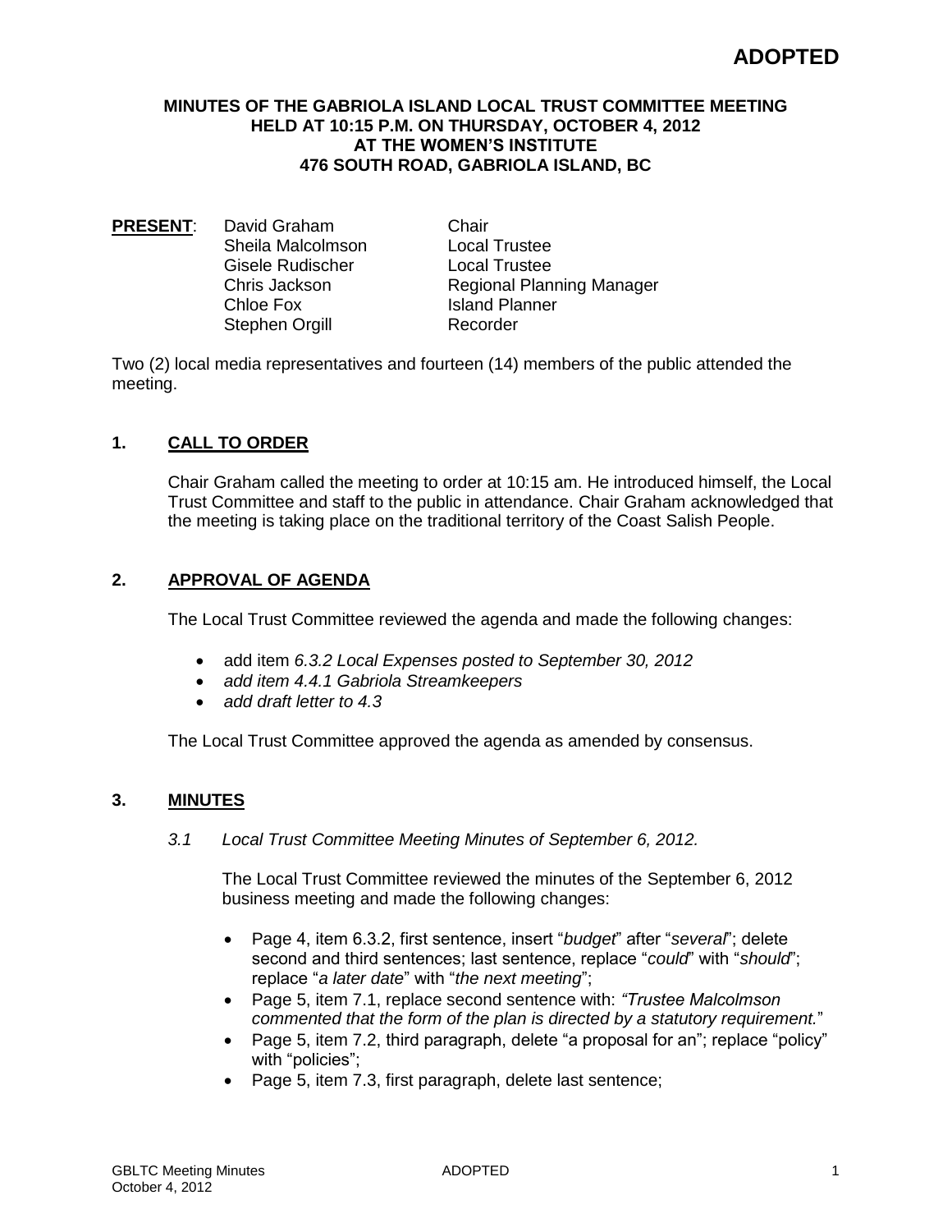**ADOPTED**

# MINUTES OF THE GABRIOLA ISLAND LOCAL TRUST COMMITTEE MEETING HELD AT 10:15 P.M. ON THURSDAY, OCTOBER 4, 2012 AT THE WOMEN'S INSTITUTE 476 SOUTH ROAD, GABRIOLA ISLAND, BC

**PRESENT**:

| | |
|---|---|
| David Graham | Chair |
| Sheila Malcolmson | Local Trustee |
| Gisele Rudischer | Local Trustee |
| Chris Jackson | Regional Planning Manager |
| Chloe Fox | Island Planner |
| Stephen Orgill | Recorder |

Two (2) local media representatives and fourteen (14) members of the public attended the meeting.

## 1. CALL TO ORDER

Chair Graham called the meeting to order at 10:15 am. He introduced himself, the Local Trust Committee and staff to the public in attendance. Chair Graham acknowledged that the meeting is taking place on the traditional territory of the Coast Salish People.

## 2. APPROVAL OF AGENDA

The Local Trust Committee reviewed the agenda and made the following changes:

- add item *6.3.2 Local Expenses posted to September 30, 2012*
- *add item 4.4.1 Gabriola Streamkeepers*
- *add draft letter to 4.3*

The Local Trust Committee approved the agenda as amended by consensus.

## 3. MINUTES

*3.1 Local Trust Committee Meeting Minutes of September 6, 2012.*

The Local Trust Committee reviewed the minutes of the September 6, 2012 business meeting and made the following changes:

- Page 4, item 6.3.2, first sentence, insert "*budget*" after "*several*"; delete second and third sentences; last sentence, replace "*could*" with "*should*"; replace "*a later date*" with "*the next meeting*";
- Page 5, item 7.1, replace second sentence with: *"Trustee Malcolmson commented that the form of the plan is directed by a statutory requirement.*"
- Page 5, item 7.2, third paragraph, delete "a proposal for an"; replace "policy" with "policies";
- Page 5, item 7.3, first paragraph, delete last sentence;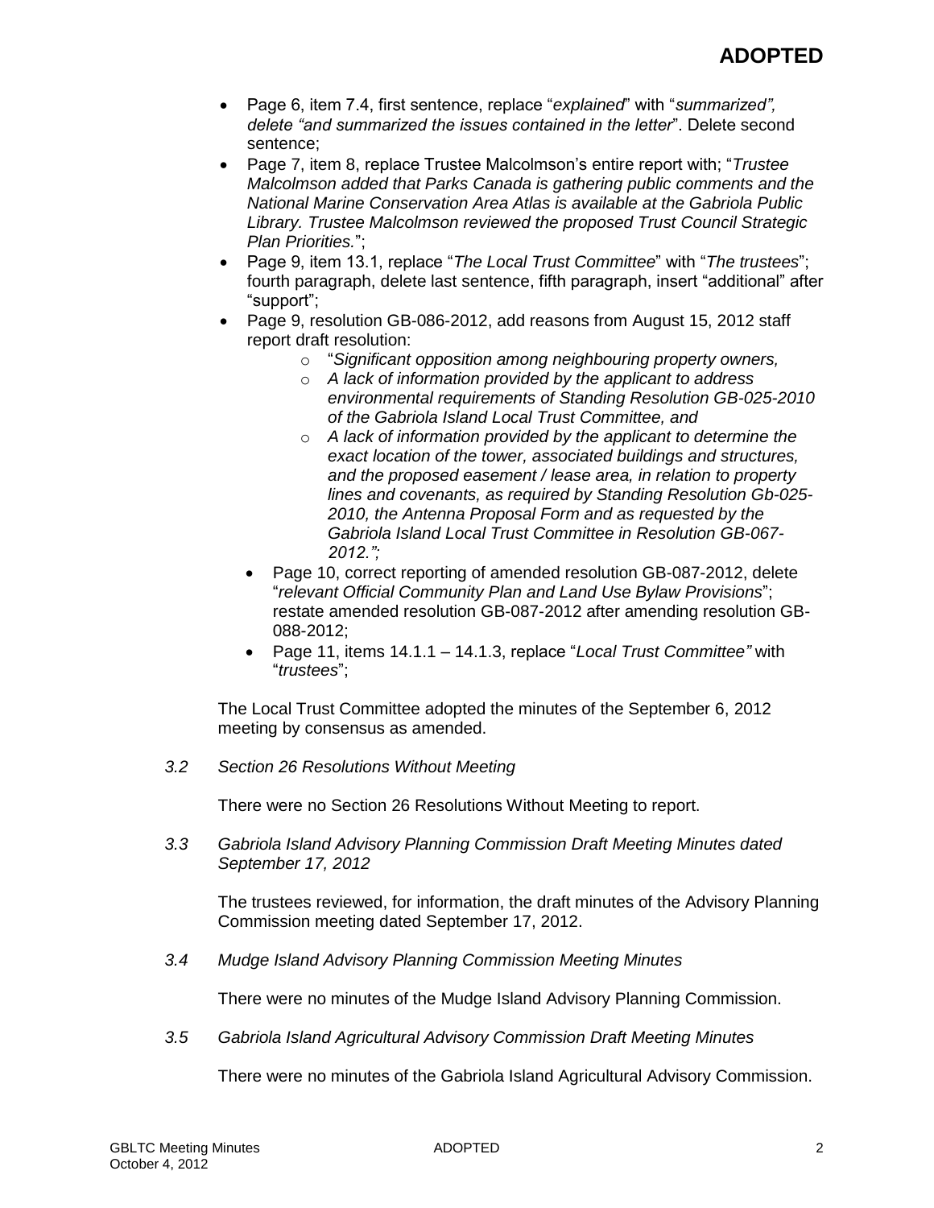- Page 6, item 7.4, first sentence, replace "*explained*" with "*summarized", delete "and summarized the issues contained in the letter*". Delete second sentence;
- Page 7, item 8, replace Trustee Malcolmson's entire report with; "*Trustee Malcolmson added that Parks Canada is gathering public comments and the National Marine Conservation Area Atlas is available at the Gabriola Public Library. Trustee Malcolmson reviewed the proposed Trust Council Strategic Plan Priorities.*";
- Page 9, item 13.1, replace "*The Local Trust Committee*" with "*The trustees*"; fourth paragraph, delete last sentence, fifth paragraph, insert "additional" after "support";
- Page 9, resolution GB-086-2012, add reasons from August 15, 2012 staff report draft resolution:
  - "*Significant opposition among neighbouring property owners,*
  - *A lack of information provided by the applicant to address environmental requirements of Standing Resolution GB-025-2010 of the Gabriola Island Local Trust Committee, and*
  - *A lack of information provided by the applicant to determine the exact location of the tower, associated buildings and structures, and the proposed easement / lease area, in relation to property lines and covenants, as required by Standing Resolution Gb-025-2010, the Antenna Proposal Form and as requested by the Gabriola Island Local Trust Committee in Resolution GB-067-2012.";*
- Page 10, correct reporting of amended resolution GB-087-2012, delete "*relevant Official Community Plan and Land Use Bylaw Provisions*"; restate amended resolution GB-087-2012 after amending resolution GB-088-2012;
- Page 11, items 14.1.1 – 14.1.3, replace "*Local Trust Committee"* with "*trustees*";

The Local Trust Committee adopted the minutes of the September 6, 2012 meeting by consensus as amended.

*3.2 Section 26 Resolutions Without Meeting*

There were no Section 26 Resolutions Without Meeting to report.

*3.3 Gabriola Island Advisory Planning Commission Draft Meeting Minutes dated September 17, 2012*

The trustees reviewed, for information, the draft minutes of the Advisory Planning Commission meeting dated September 17, 2012.

*3.4 Mudge Island Advisory Planning Commission Meeting Minutes*

There were no minutes of the Mudge Island Advisory Planning Commission.

*3.5 Gabriola Island Agricultural Advisory Commission Draft Meeting Minutes*

There were no minutes of the Gabriola Island Agricultural Advisory Commission.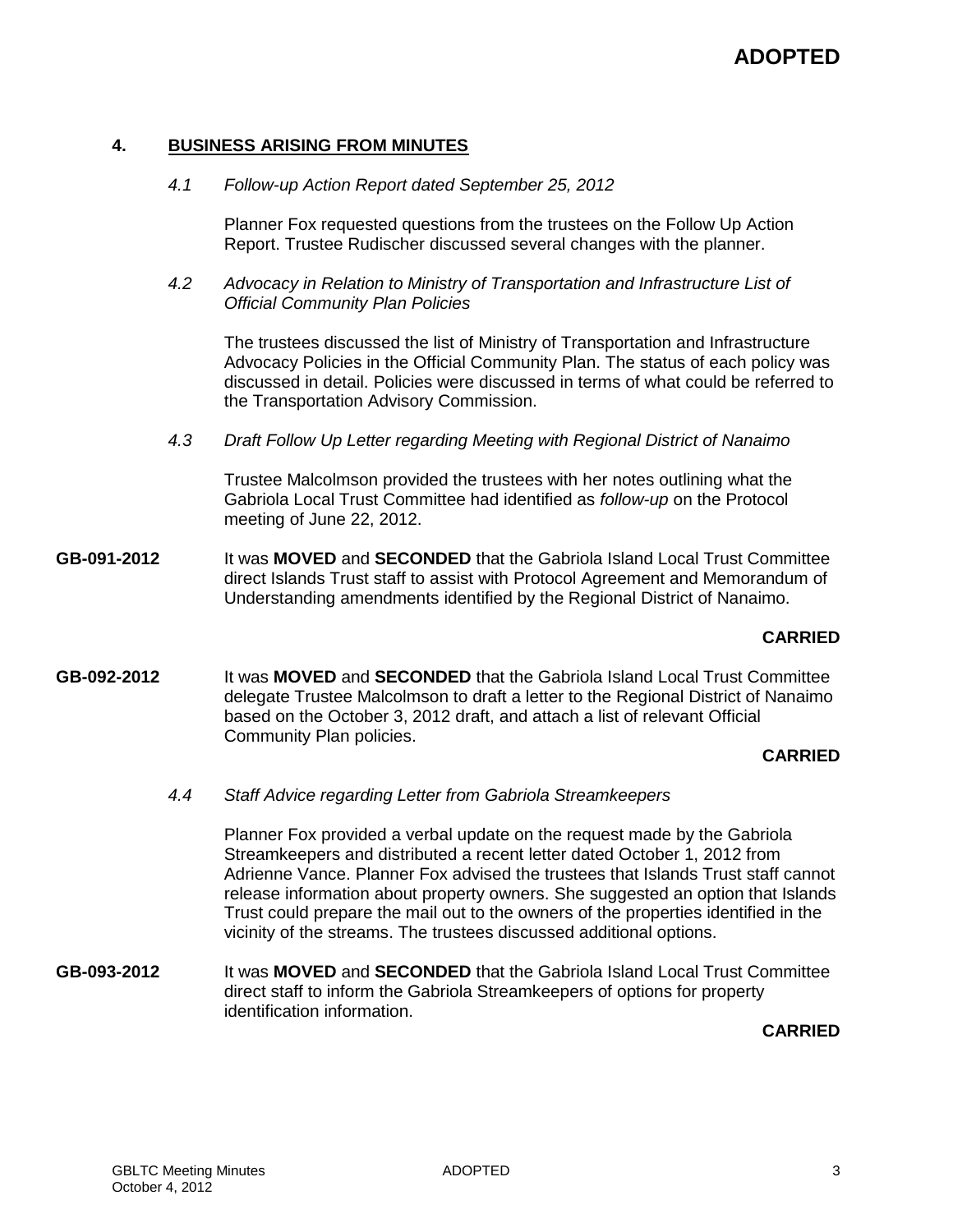**ADOPTED**

## 4. BUSINESS ARISING FROM MINUTES

*4.1 Follow-up Action Report dated September 25, 2012*

Planner Fox requested questions from the trustees on the Follow Up Action Report. Trustee Rudischer discussed several changes with the planner.

*4.2 Advocacy in Relation to Ministry of Transportation and Infrastructure List of Official Community Plan Policies*

The trustees discussed the list of Ministry of Transportation and Infrastructure Advocacy Policies in the Official Community Plan. The status of each policy was discussed in detail. Policies were discussed in terms of what could be referred to the Transportation Advisory Commission.

*4.3 Draft Follow Up Letter regarding Meeting with Regional District of Nanaimo*

Trustee Malcolmson provided the trustees with her notes outlining what the Gabriola Local Trust Committee had identified as *follow-up* on the Protocol meeting of June 22, 2012.

**GB-091-2012** It was **MOVED** and **SECONDED** that the Gabriola Island Local Trust Committee direct Islands Trust staff to assist with Protocol Agreement and Memorandum of Understanding amendments identified by the Regional District of Nanaimo.

**CARRIED**

**GB-092-2012** It was **MOVED** and **SECONDED** that the Gabriola Island Local Trust Committee delegate Trustee Malcolmson to draft a letter to the Regional District of Nanaimo based on the October 3, 2012 draft, and attach a list of relevant Official Community Plan policies.

**CARRIED**

*4.4 Staff Advice regarding Letter from Gabriola Streamkeepers*

Planner Fox provided a verbal update on the request made by the Gabriola Streamkeepers and distributed a recent letter dated October 1, 2012 from Adrienne Vance. Planner Fox advised the trustees that Islands Trust staff cannot release information about property owners. She suggested an option that Islands Trust could prepare the mail out to the owners of the properties identified in the vicinity of the streams. The trustees discussed additional options.

**GB-093-2012** It was **MOVED** and **SECONDED** that the Gabriola Island Local Trust Committee direct staff to inform the Gabriola Streamkeepers of options for property identification information.

**CARRIED**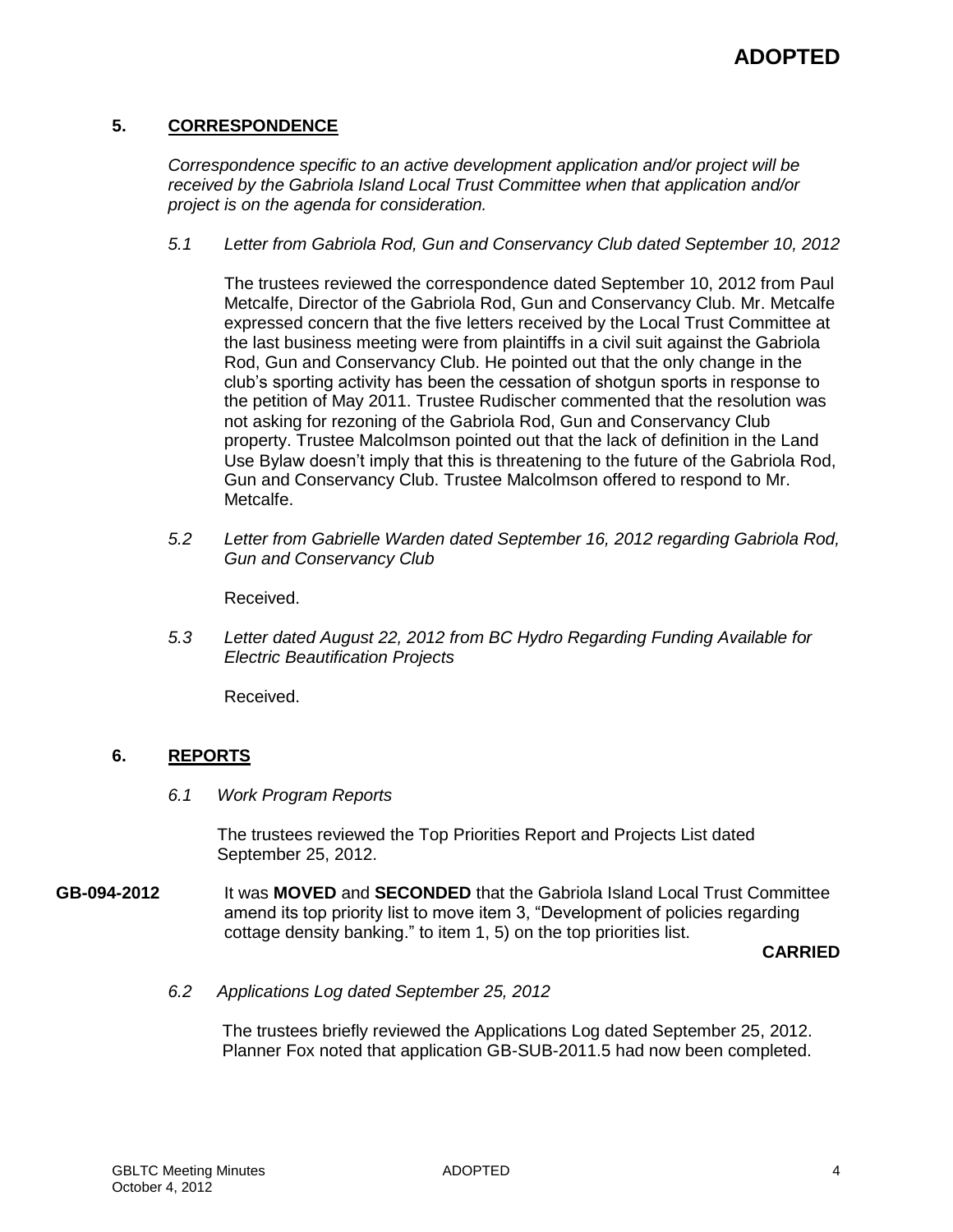**ADOPTED**

## 5. CORRESPONDENCE

*Correspondence specific to an active development application and/or project will be received by the Gabriola Island Local Trust Committee when that application and/or project is on the agenda for consideration.*

*5.1 Letter from Gabriola Rod, Gun and Conservancy Club dated September 10, 2012*

The trustees reviewed the correspondence dated September 10, 2012 from Paul Metcalfe, Director of the Gabriola Rod, Gun and Conservancy Club. Mr. Metcalfe expressed concern that the five letters received by the Local Trust Committee at the last business meeting were from plaintiffs in a civil suit against the Gabriola Rod, Gun and Conservancy Club. He pointed out that the only change in the club's sporting activity has been the cessation of shotgun sports in response to the petition of May 2011. Trustee Rudischer commented that the resolution was not asking for rezoning of the Gabriola Rod, Gun and Conservancy Club property. Trustee Malcolmson pointed out that the lack of definition in the Land Use Bylaw doesn't imply that this is threatening to the future of the Gabriola Rod, Gun and Conservancy Club. Trustee Malcolmson offered to respond to Mr. Metcalfe.

*5.2 Letter from Gabrielle Warden dated September 16, 2012 regarding Gabriola Rod, Gun and Conservancy Club*

Received.

*5.3 Letter dated August 22, 2012 from BC Hydro Regarding Funding Available for Electric Beautification Projects*

Received.

## 6. REPORTS

*6.1 Work Program Reports*

The trustees reviewed the Top Priorities Report and Projects List dated September 25, 2012.

**GB-094-2012** It was **MOVED** and **SECONDED** that the Gabriola Island Local Trust Committee amend its top priority list to move item 3, "Development of policies regarding cottage density banking." to item 1, 5) on the top priorities list.

**CARRIED**

*6.2 Applications Log dated September 25, 2012*

The trustees briefly reviewed the Applications Log dated September 25, 2012. Planner Fox noted that application GB-SUB-2011.5 had now been completed.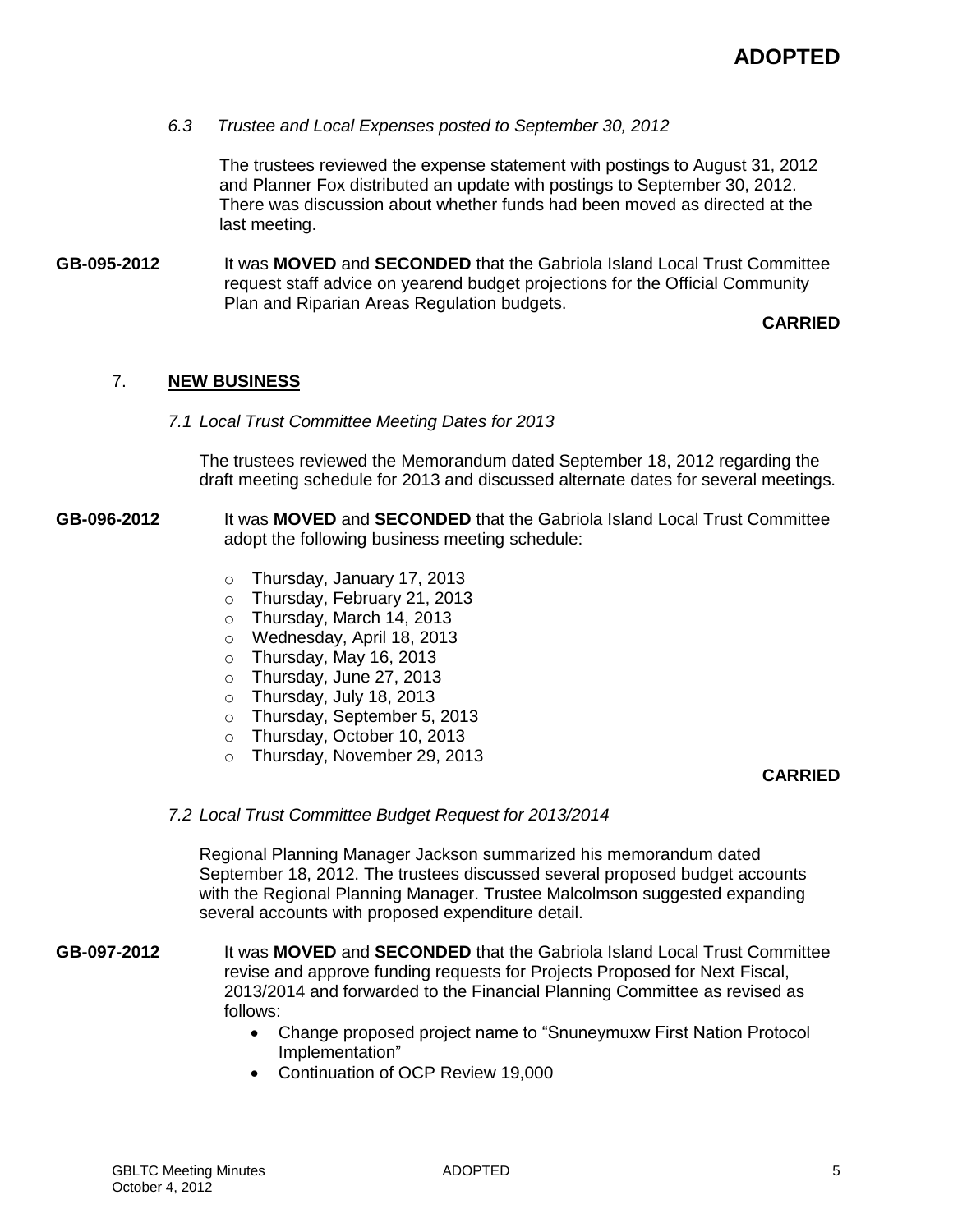**ADOPTED**

*6.3 Trustee and Local Expenses posted to September 30, 2012*

The trustees reviewed the expense statement with postings to August 31, 2012 and Planner Fox distributed an update with postings to September 30, 2012. There was discussion about whether funds had been moved as directed at the last meeting.

**GB-095-2012** It was **MOVED** and **SECONDED** that the Gabriola Island Local Trust Committee request staff advice on yearend budget projections for the Official Community Plan and Riparian Areas Regulation budgets.

**CARRIED**

## 7. **NEW BUSINESS**

*7.1 Local Trust Committee Meeting Dates for 2013*

The trustees reviewed the Memorandum dated September 18, 2012 regarding the draft meeting schedule for 2013 and discussed alternate dates for several meetings.

**GB-096-2012** It was **MOVED** and **SECONDED** that the Gabriola Island Local Trust Committee adopt the following business meeting schedule:

- Thursday, January 17, 2013
- Thursday, February 21, 2013
- Thursday, March 14, 2013
- Wednesday, April 18, 2013
- Thursday, May 16, 2013
- Thursday, June 27, 2013
- Thursday, July 18, 2013
- Thursday, September 5, 2013
- Thursday, October 10, 2013
- Thursday, November 29, 2013

**CARRIED**

*7.2 Local Trust Committee Budget Request for 2013/2014*

Regional Planning Manager Jackson summarized his memorandum dated September 18, 2012. The trustees discussed several proposed budget accounts with the Regional Planning Manager. Trustee Malcolmson suggested expanding several accounts with proposed expenditure detail.

**GB-097-2012** It was **MOVED** and **SECONDED** that the Gabriola Island Local Trust Committee revise and approve funding requests for Projects Proposed for Next Fiscal, 2013/2014 and forwarded to the Financial Planning Committee as revised as follows:

- Change proposed project name to "Snuneymuxw First Nation Protocol Implementation"
- Continuation of OCP Review 19,000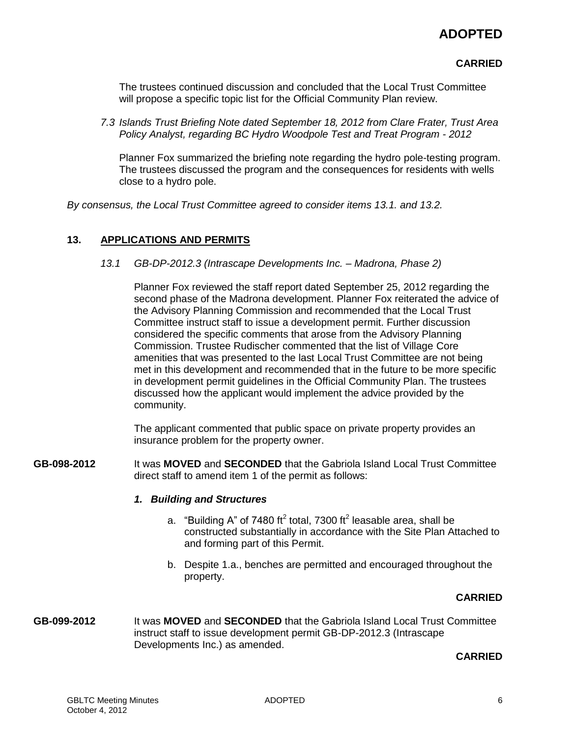**CARRIED**

The trustees continued discussion and concluded that the Local Trust Committee will propose a specific topic list for the Official Community Plan review.

*7.3 Islands Trust Briefing Note dated September 18, 2012 from Clare Frater, Trust Area Policy Analyst, regarding BC Hydro Woodpole Test and Treat Program - 2012*

Planner Fox summarized the briefing note regarding the hydro pole-testing program. The trustees discussed the program and the consequences for residents with wells close to a hydro pole.

*By consensus, the Local Trust Committee agreed to consider items 13.1. and 13.2.*

## 13. APPLICATIONS AND PERMITS

*13.1 GB-DP-2012.3 (Intrascape Developments Inc. – Madrona, Phase 2)*

Planner Fox reviewed the staff report dated September 25, 2012 regarding the second phase of the Madrona development. Planner Fox reiterated the advice of the Advisory Planning Commission and recommended that the Local Trust Committee instruct staff to issue a development permit. Further discussion considered the specific comments that arose from the Advisory Planning Commission. Trustee Rudischer commented that the list of Village Core amenities that was presented to the last Local Trust Committee are not being met in this development and recommended that in the future to be more specific in development permit guidelines in the Official Community Plan. The trustees discussed how the applicant would implement the advice provided by the community.

The applicant commented that public space on private property provides an insurance problem for the property owner.

**GB-098-2012** It was **MOVED** and **SECONDED** that the Gabriola Island Local Trust Committee direct staff to amend item 1 of the permit as follows:

***1. Building and Structures***

a. "Building A" of 7480 $ft^2$ total, 7300 $ft^2$ leasable area, shall be constructed substantially in accordance with the Site Plan Attached to and forming part of this Permit.

b. Despite 1.a., benches are permitted and encouraged throughout the property.

**CARRIED**

**GB-099-2012** It was **MOVED** and **SECONDED** that the Gabriola Island Local Trust Committee instruct staff to issue development permit GB-DP-2012.3 (Intrascape Developments Inc.) as amended.

**CARRIED**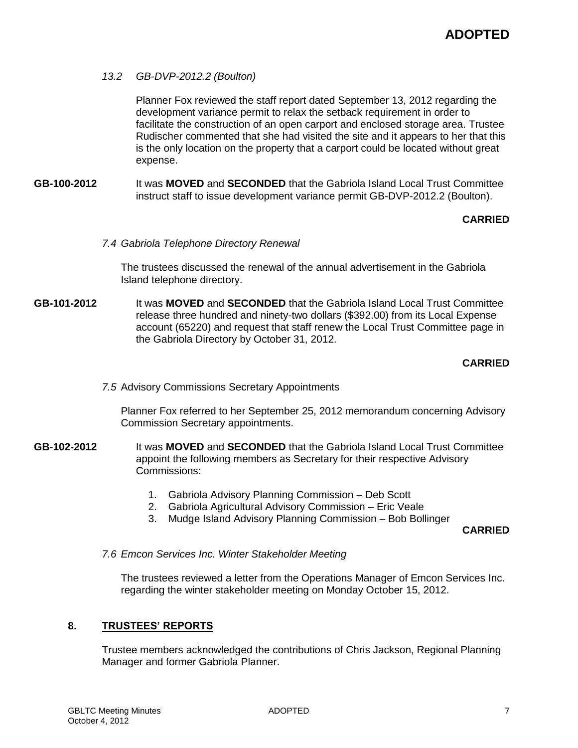**ADOPTED**

*13.2 GB-DVP-2012.2 (Boulton)*

Planner Fox reviewed the staff report dated September 13, 2012 regarding the development variance permit to relax the setback requirement in order to facilitate the construction of an open carport and enclosed storage area. Trustee Rudischer commented that she had visited the site and it appears to her that this is the only location on the property that a carport could be located without great expense.

**GB-100-2012** It was **MOVED** and **SECONDED** that the Gabriola Island Local Trust Committee instruct staff to issue development variance permit GB-DVP-2012.2 (Boulton).

**CARRIED**

*7.4 Gabriola Telephone Directory Renewal*

The trustees discussed the renewal of the annual advertisement in the Gabriola Island telephone directory.

**GB-101-2012** It was **MOVED** and **SECONDED** that the Gabriola Island Local Trust Committee release three hundred and ninety-two dollars ($392.00) from its Local Expense account (65220) and request that staff renew the Local Trust Committee page in the Gabriola Directory by October 31, 2012.

**CARRIED**

*7.5* Advisory Commissions Secretary Appointments

Planner Fox referred to her September 25, 2012 memorandum concerning Advisory Commission Secretary appointments.

**GB-102-2012** It was **MOVED** and **SECONDED** that the Gabriola Island Local Trust Committee appoint the following members as Secretary for their respective Advisory Commissions:

1. Gabriola Advisory Planning Commission – Deb Scott
2. Gabriola Agricultural Advisory Commission – Eric Veale
3. Mudge Island Advisory Planning Commission – Bob Bollinger

**CARRIED**

*7.6 Emcon Services Inc. Winter Stakeholder Meeting*

The trustees reviewed a letter from the Operations Manager of Emcon Services Inc. regarding the winter stakeholder meeting on Monday October 15, 2012.

## 8. TRUSTEES' REPORTS

Trustee members acknowledged the contributions of Chris Jackson, Regional Planning Manager and former Gabriola Planner.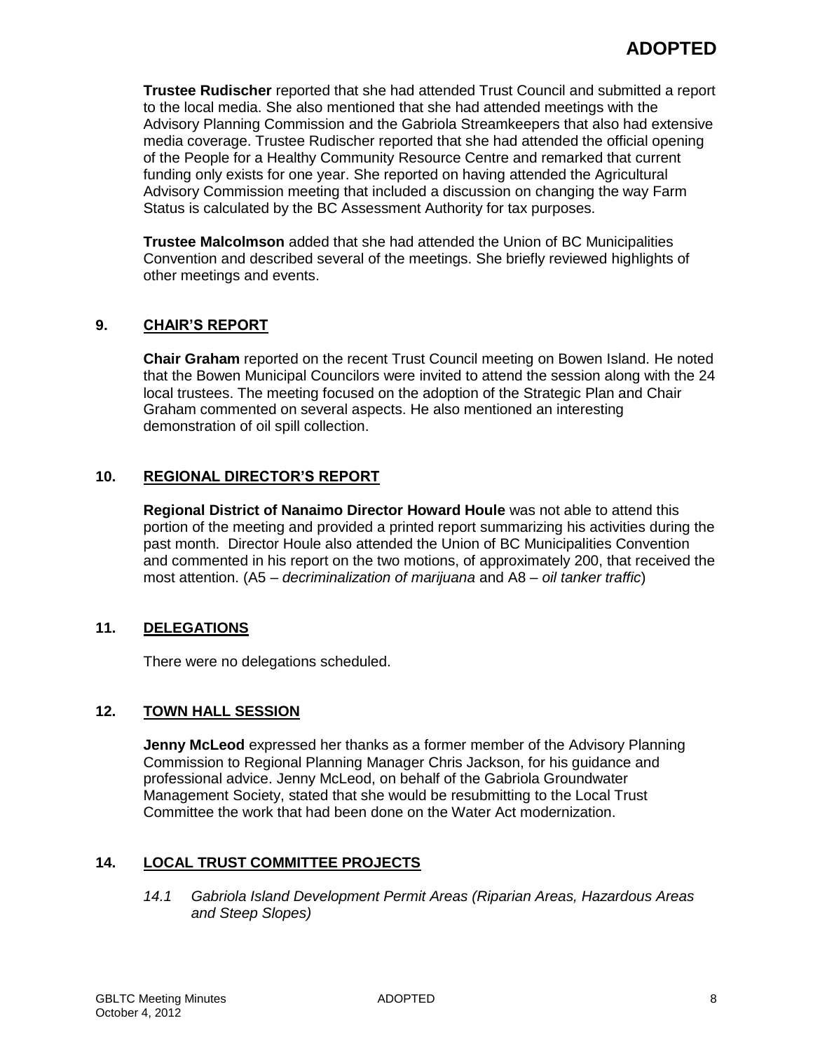**ADOPTED**

**Trustee Rudischer** reported that she had attended Trust Council and submitted a report to the local media. She also mentioned that she had attended meetings with the Advisory Planning Commission and the Gabriola Streamkeepers that also had extensive media coverage. Trustee Rudischer reported that she had attended the official opening of the People for a Healthy Community Resource Centre and remarked that current funding only exists for one year. She reported on having attended the Agricultural Advisory Commission meeting that included a discussion on changing the way Farm Status is calculated by the BC Assessment Authority for tax purposes.

**Trustee Malcolmson** added that she had attended the Union of BC Municipalities Convention and described several of the meetings. She briefly reviewed highlights of other meetings and events.

## 9. CHAIR'S REPORT

**Chair Graham** reported on the recent Trust Council meeting on Bowen Island. He noted that the Bowen Municipal Councilors were invited to attend the session along with the 24 local trustees. The meeting focused on the adoption of the Strategic Plan and Chair Graham commented on several aspects. He also mentioned an interesting demonstration of oil spill collection.

## 10. REGIONAL DIRECTOR'S REPORT

**Regional District of Nanaimo Director Howard Houle** was not able to attend this portion of the meeting and provided a printed report summarizing his activities during the past month. Director Houle also attended the Union of BC Municipalities Convention and commented in his report on the two motions, of approximately 200, that received the most attention. (A5 – *decriminalization of marijuana* and A8 – *oil tanker traffic*)

## 11. DELEGATIONS

There were no delegations scheduled.

## 12. TOWN HALL SESSION

**Jenny McLeod** expressed her thanks as a former member of the Advisory Planning Commission to Regional Planning Manager Chris Jackson, for his guidance and professional advice. Jenny McLeod, on behalf of the Gabriola Groundwater Management Society, stated that she would be resubmitting to the Local Trust Committee the work that had been done on the Water Act modernization.

## 14. LOCAL TRUST COMMITTEE PROJECTS

*14.1 Gabriola Island Development Permit Areas (Riparian Areas, Hazardous Areas and Steep Slopes)*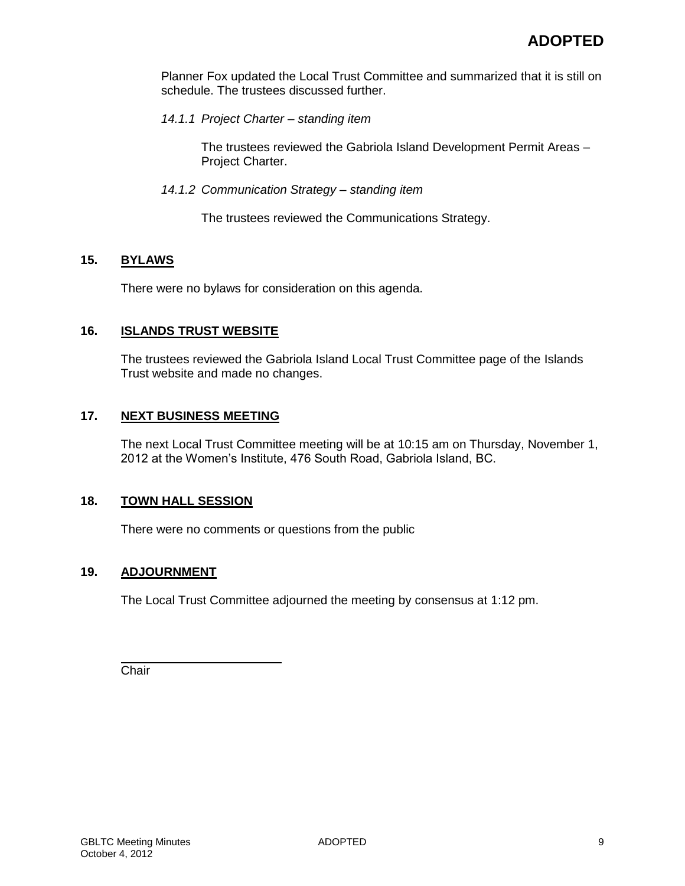**ADOPTED**

Planner Fox updated the Local Trust Committee and summarized that it is still on schedule. The trustees discussed further.

*14.1.1 Project Charter – standing item*

The trustees reviewed the Gabriola Island Development Permit Areas – Project Charter.

*14.1.2 Communication Strategy – standing item*

The trustees reviewed the Communications Strategy.

## 15. BYLAWS

There were no bylaws for consideration on this agenda.

## 16. ISLANDS TRUST WEBSITE

The trustees reviewed the Gabriola Island Local Trust Committee page of the Islands Trust website and made no changes.

## 17. NEXT BUSINESS MEETING

The next Local Trust Committee meeting will be at 10:15 am on Thursday, November 1, 2012 at the Women's Institute, 476 South Road, Gabriola Island, BC.

## 18. TOWN HALL SESSION

There were no comments or questions from the public

## 19. ADJOURNMENT

The Local Trust Committee adjourned the meeting by consensus at 1:12 pm.

\_\_\_\_\_\_\_\_\_\_\_\_\_\_\_\_\_\_\_\_\_\_\_\_

Chair